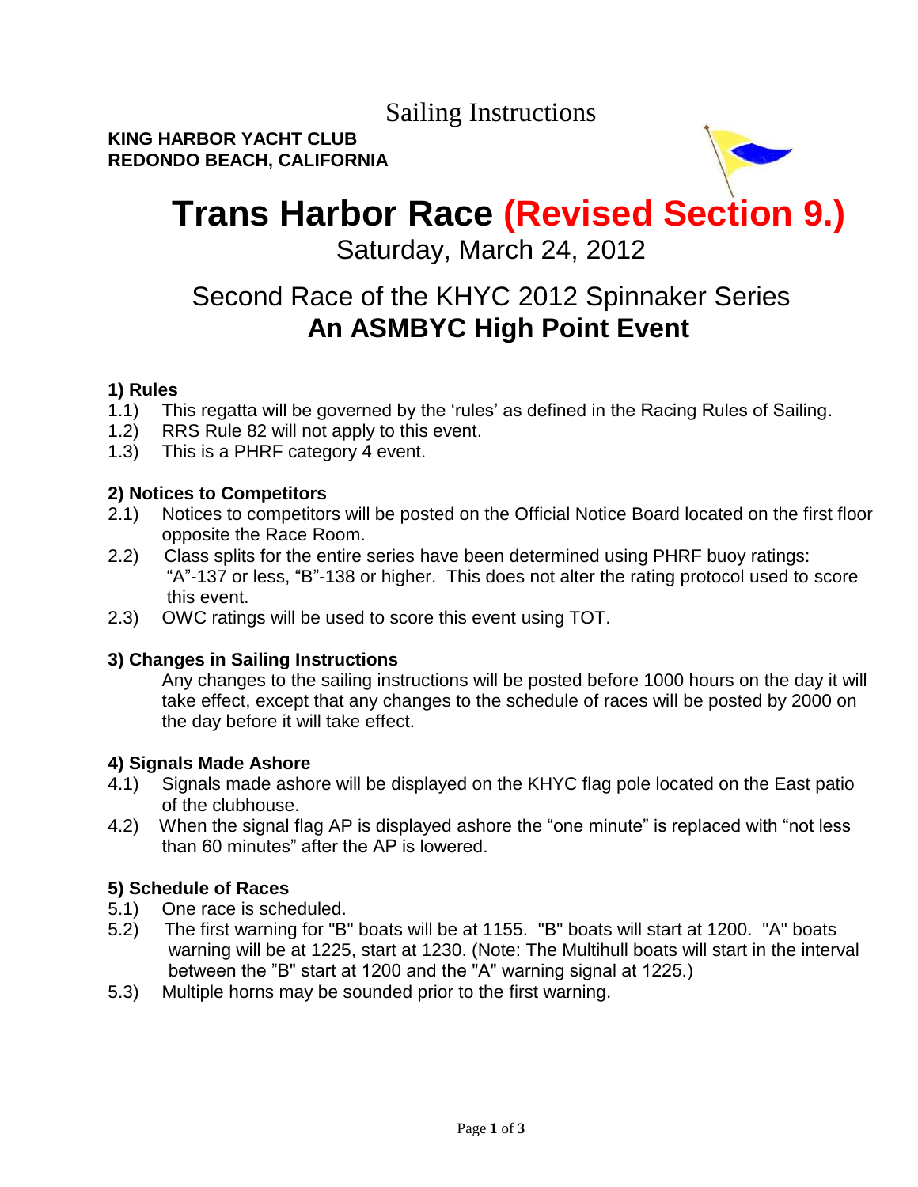Sailing Instructions

**KING HARBOR YACHT CLUB**
**REDONDO BEACH, CALIFORNIA**

# Trans Harbor Race (Revised Section 9.)

Saturday, March 24, 2012

## Second Race of the KHYC 2012 Spinnaker Series

## An ASMBYC High Point Event

### 1) Rules

1.1) This regatta will be governed by the 'rules' as defined in the Racing Rules of Sailing.
1.2) RRS Rule 82 will not apply to this event.
1.3) This is a PHRF category 4 event.

### 2) Notices to Competitors

2.1) Notices to competitors will be posted on the Official Notice Board located on the first floor opposite the Race Room.
2.2) Class splits for the entire series have been determined using PHRF buoy ratings: "A"-137 or less, "B"-138 or higher. This does not alter the rating protocol used to score this event.
2.3) OWC ratings will be used to score this event using TOT.

### 3) Changes in Sailing Instructions

Any changes to the sailing instructions will be posted before 1000 hours on the day it will take effect, except that any changes to the schedule of races will be posted by 2000 on the day before it will take effect.

### 4) Signals Made Ashore

4.1) Signals made ashore will be displayed on the KHYC flag pole located on the East patio of the clubhouse.
4.2) When the signal flag AP is displayed ashore the "one minute" is replaced with "not less than 60 minutes" after the AP is lowered.

### 5) Schedule of Races

5.1) One race is scheduled.
5.2) The first warning for "B" boats will be at 1155. "B" boats will start at 1200. "A" boats warning will be at 1225, start at 1230. (Note: The Multihull boats will start in the interval between the "B" start at 1200 and the "A" warning signal at 1225.)
5.3) Multiple horns may be sounded prior to the first warning.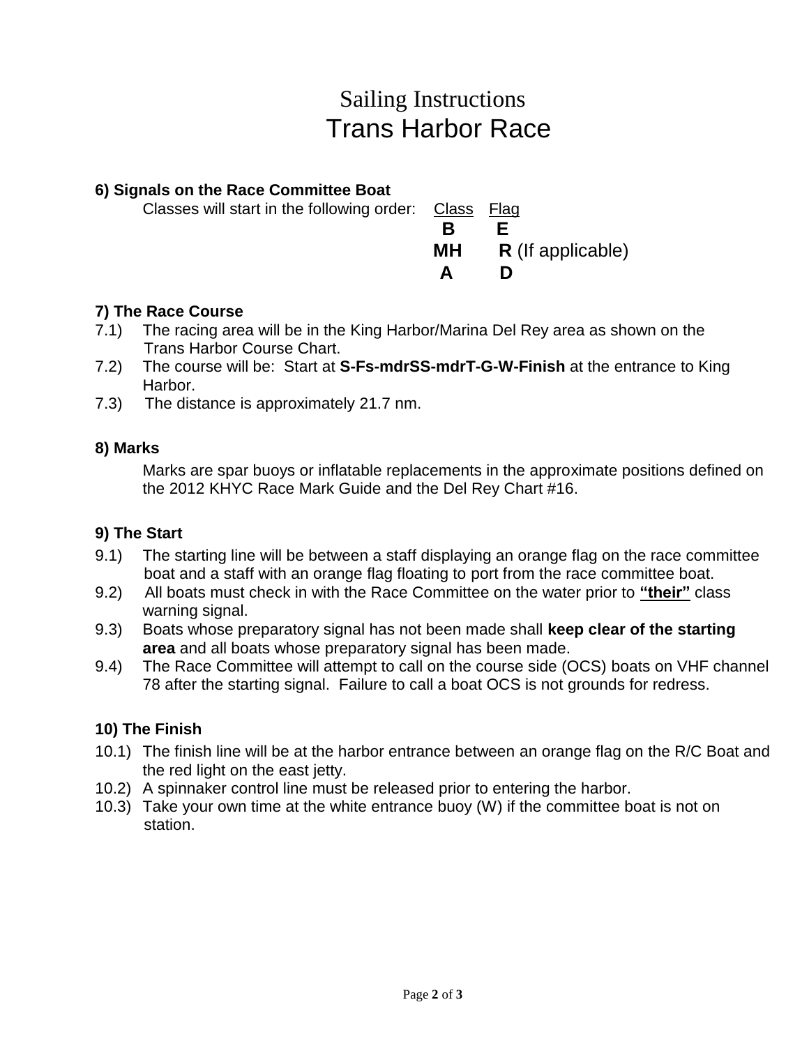# Sailing Instructions
# Trans Harbor Race

### 6) Signals on the Race Committee Boat

Classes will start in the following order:

| Class | Flag |
|---|---|
| **B** | **E** |
| **MH** | **R** (If applicable) |
| **A** | **D** |

### 7) The Race Course

7.1) The racing area will be in the King Harbor/Marina Del Rey area as shown on the Trans Harbor Course Chart.

7.2) The course will be: Start at **S-Fs-mdrSS-mdrT-G-W-Finish** at the entrance to King Harbor.

7.3) The distance is approximately 21.7 nm.

### 8) Marks

Marks are spar buoys or inflatable replacements in the approximate positions defined on the 2012 KHYC Race Mark Guide and the Del Rey Chart #16.

### 9) The Start

9.1) The starting line will be between a staff displaying an orange flag on the race committee boat and a staff with an orange flag floating to port from the race committee boat.

9.2) All boats must check in with the Race Committee on the water prior to **"their"** class warning signal.

9.3) Boats whose preparatory signal has not been made shall **keep clear of the starting area** and all boats whose preparatory signal has been made.

9.4) The Race Committee will attempt to call on the course side (OCS) boats on VHF channel 78 after the starting signal. Failure to call a boat OCS is not grounds for redress.

### 10) The Finish

10.1) The finish line will be at the harbor entrance between an orange flag on the R/C Boat and the red light on the east jetty.

10.2) A spinnaker control line must be released prior to entering the harbor.

10.3) Take your own time at the white entrance buoy (W) if the committee boat is not on station.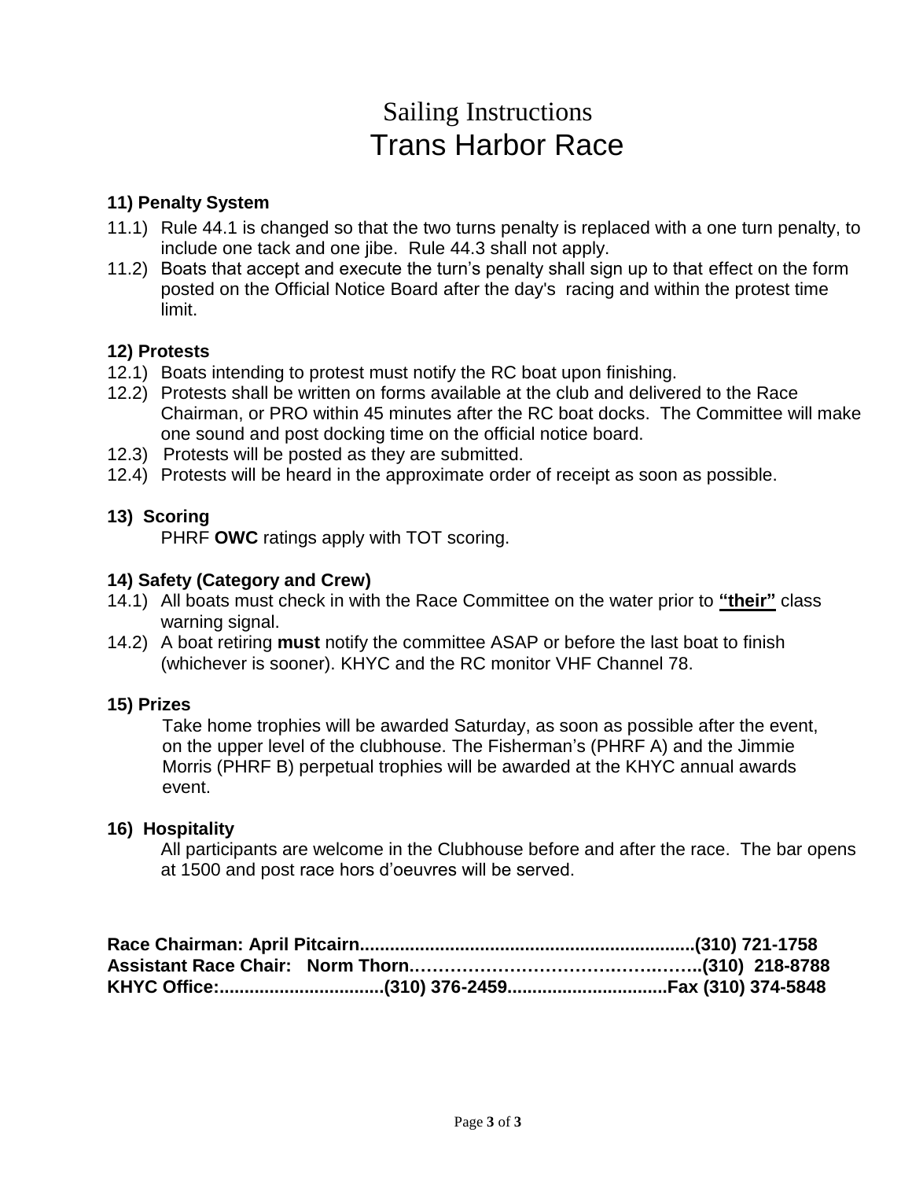# Sailing Instructions
# Trans Harbor Race

**11) Penalty System**

11.1) Rule 44.1 is changed so that the two turns penalty is replaced with a one turn penalty, to include one tack and one jibe. Rule 44.3 shall not apply.

11.2) Boats that accept and execute the turn's penalty shall sign up to that effect on the form posted on the Official Notice Board after the day's racing and within the protest time limit.

**12) Protests**

12.1) Boats intending to protest must notify the RC boat upon finishing.

12.2) Protests shall be written on forms available at the club and delivered to the Race Chairman, or PRO within 45 minutes after the RC boat docks. The Committee will make one sound and post docking time on the official notice board.

12.3) Protests will be posted as they are submitted.

12.4) Protests will be heard in the approximate order of receipt as soon as possible.

**13) Scoring**

PHRF **OWC** ratings apply with TOT scoring.

**14) Safety (Category and Crew)**

14.1) All boats must check in with the Race Committee on the water prior to **"their"** class warning signal.

14.2) A boat retiring **must** notify the committee ASAP or before the last boat to finish (whichever is sooner). KHYC and the RC monitor VHF Channel 78.

**15) Prizes**

Take home trophies will be awarded Saturday, as soon as possible after the event, on the upper level of the clubhouse. The Fisherman's (PHRF A) and the Jimmie Morris (PHRF B) perpetual trophies will be awarded at the KHYC annual awards event.

**16) Hospitality**

All participants are welcome in the Clubhouse before and after the race. The bar opens at 1500 and post race hors d'oeuvres will be served.

**Race Chairman: April Pitcairn..................................................................(310) 721-1758**
**Assistant Race Chair: Norm Thorn………………………………………..(310) 218-8788**
**KHYC Office:.................................(310) 376-2459................................Fax (310) 374-5848**